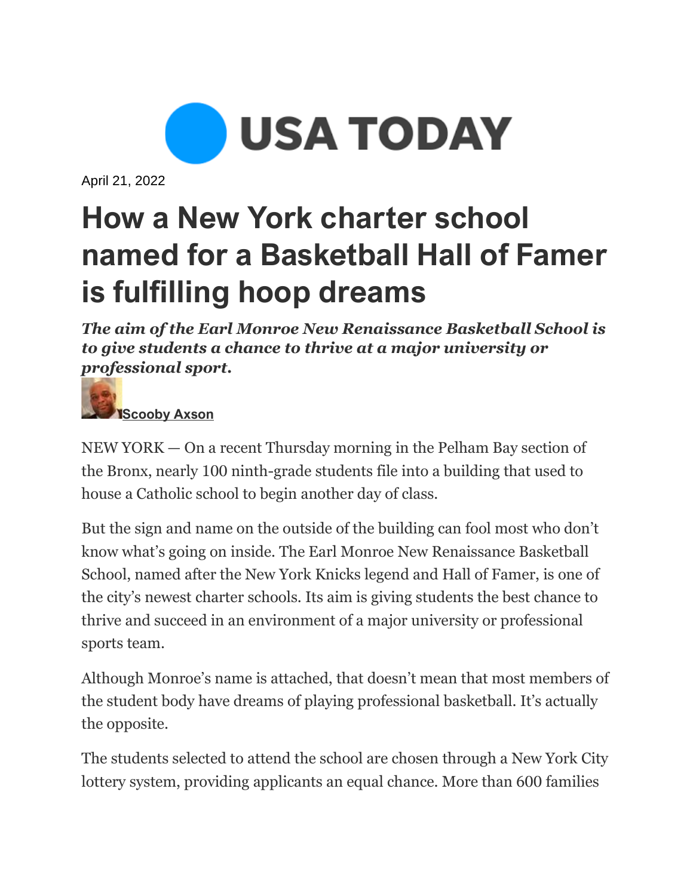USA TODAY

April 21, 2022

# How a New York charter school named for a Basketball Hall of Famer is fulfilling hoop dreams

***The aim of the Earl Monroe New Renaissance Basketball School is to give students a chance to thrive at a major university or professional sport.***

Scooby Axson

NEW YORK — On a recent Thursday morning in the Pelham Bay section of the Bronx, nearly 100 ninth-grade students file into a building that used to house a Catholic school to begin another day of class.

But the sign and name on the outside of the building can fool most who don't know what's going on inside. The Earl Monroe New Renaissance Basketball School, named after the New York Knicks legend and Hall of Famer, is one of the city's newest charter schools. Its aim is giving students the best chance to thrive and succeed in an environment of a major university or professional sports team.

Although Monroe's name is attached, that doesn't mean that most members of the student body have dreams of playing professional basketball. It's actually the opposite.

The students selected to attend the school are chosen through a New York City lottery system, providing applicants an equal chance. More than 600 families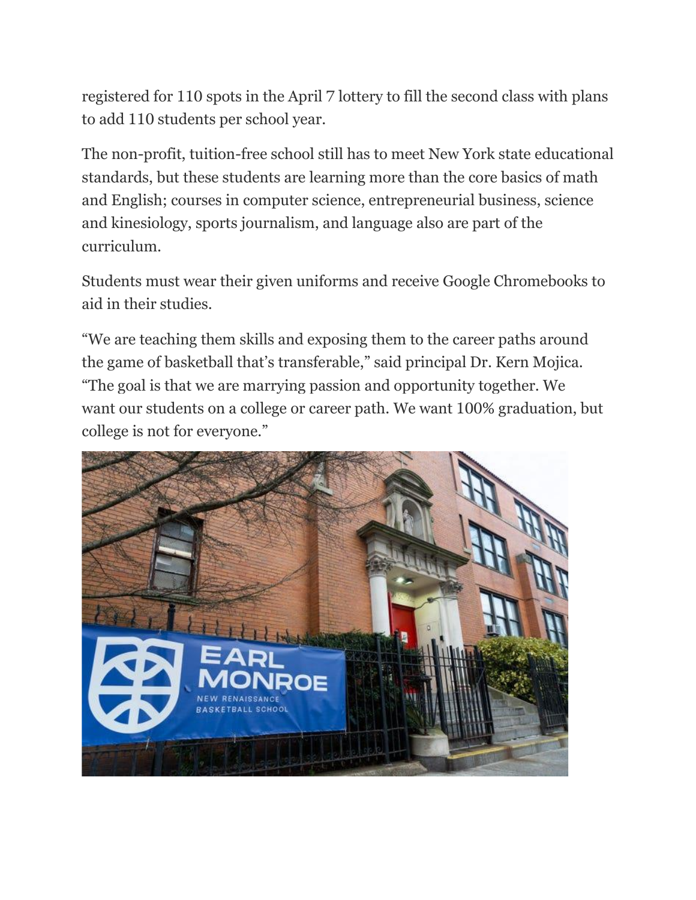registered for 110 spots in the April 7 lottery to fill the second class with plans to add 110 students per school year.

The non-profit, tuition-free school still has to meet New York state educational standards, but these students are learning more than the core basics of math and English; courses in computer science, entrepreneurial business, science and kinesiology, sports journalism, and language also are part of the curriculum.

Students must wear their given uniforms and receive Google Chromebooks to aid in their studies.

"We are teaching them skills and exposing them to the career paths around the game of basketball that's transferable," said principal Dr. Kern Mojica. "The goal is that we are marrying passion and opportunity together. We want our students on a college or career path. We want 100% graduation, but college is not for everyone."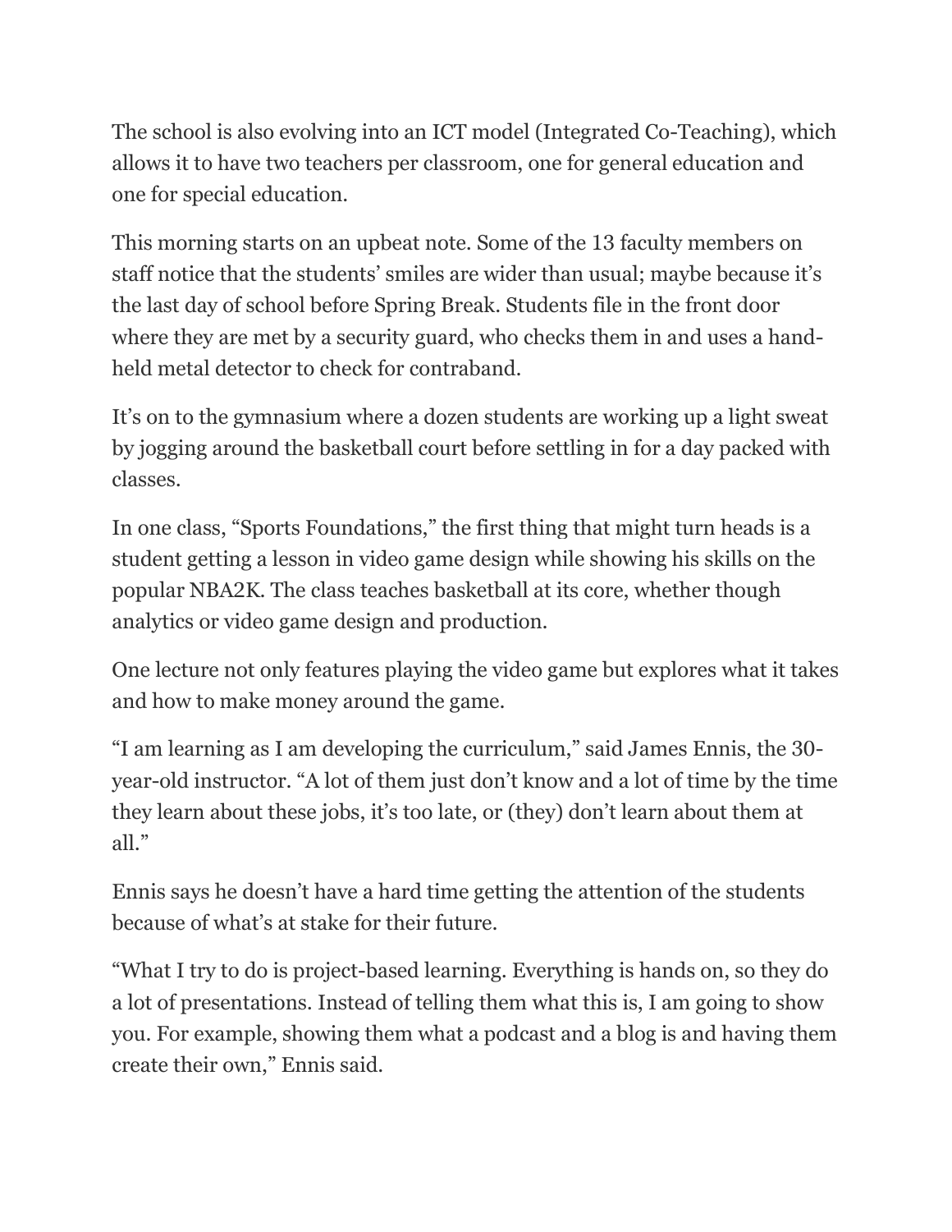The school is also evolving into an ICT model (Integrated Co-Teaching), which allows it to have two teachers per classroom, one for general education and one for special education.

This morning starts on an upbeat note. Some of the 13 faculty members on staff notice that the students' smiles are wider than usual; maybe because it's the last day of school before Spring Break. Students file in the front door where they are met by a security guard, who checks them in and uses a hand-held metal detector to check for contraband.

It's on to the gymnasium where a dozen students are working up a light sweat by jogging around the basketball court before settling in for a day packed with classes.

In one class, "Sports Foundations," the first thing that might turn heads is a student getting a lesson in video game design while showing his skills on the popular NBA2K. The class teaches basketball at its core, whether though analytics or video game design and production.

One lecture not only features playing the video game but explores what it takes and how to make money around the game.

"I am learning as I am developing the curriculum," said James Ennis, the 30-year-old instructor. "A lot of them just don't know and a lot of time by the time they learn about these jobs, it's too late, or (they) don't learn about them at all."

Ennis says he doesn't have a hard time getting the attention of the students because of what's at stake for their future.

"What I try to do is project-based learning. Everything is hands on, so they do a lot of presentations. Instead of telling them what this is, I am going to show you. For example, showing them what a podcast and a blog is and having them create their own," Ennis said.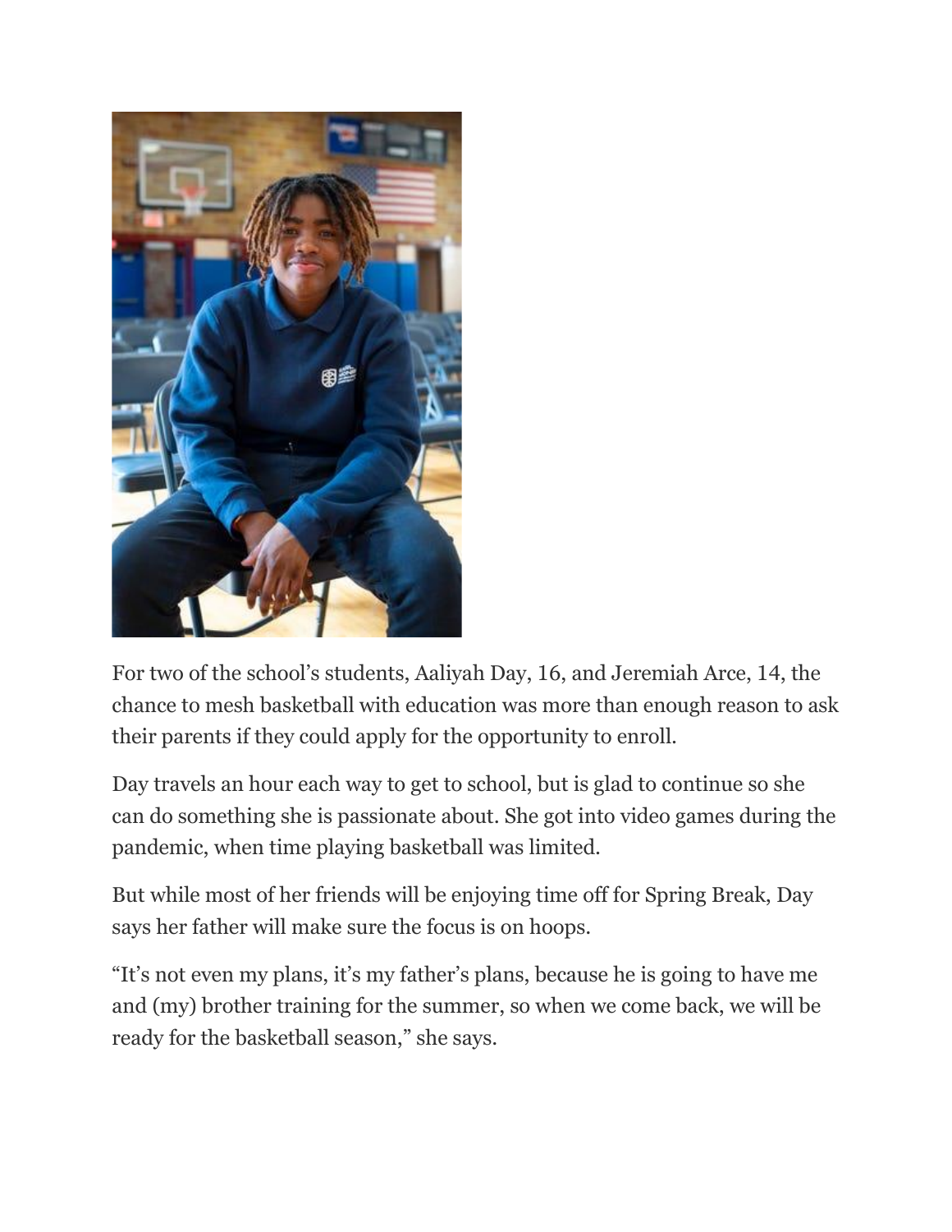For two of the school's students, Aaliyah Day, 16, and Jeremiah Arce, 14, the chance to mesh basketball with education was more than enough reason to ask their parents if they could apply for the opportunity to enroll.

Day travels an hour each way to get to school, but is glad to continue so she can do something she is passionate about. She got into video games during the pandemic, when time playing basketball was limited.

But while most of her friends will be enjoying time off for Spring Break, Day says her father will make sure the focus is on hoops.

"It's not even my plans, it's my father's plans, because he is going to have me and (my) brother training for the summer, so when we come back, we will be ready for the basketball season," she says.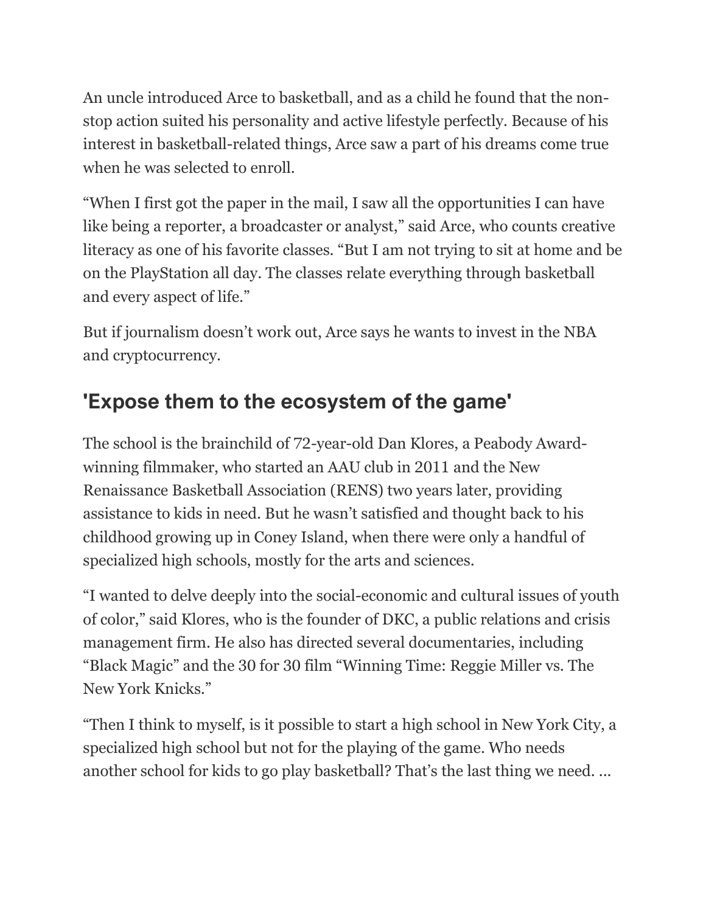An uncle introduced Arce to basketball, and as a child he found that the non-stop action suited his personality and active lifestyle perfectly. Because of his interest in basketball-related things, Arce saw a part of his dreams come true when he was selected to enroll.

“When I first got the paper in the mail, I saw all the opportunities I can have like being a reporter, a broadcaster or analyst,” said Arce, who counts creative literacy as one of his favorite classes. “But I am not trying to sit at home and be on the PlayStation all day. The classes relate everything through basketball and every aspect of life.”

But if journalism doesn’t work out, Arce says he wants to invest in the NBA and cryptocurrency.

## 'Expose them to the ecosystem of the game'

The school is the brainchild of 72-year-old Dan Klores, a Peabody Award-winning filmmaker, who started an AAU club in 2011 and the New Renaissance Basketball Association (RENS) two years later, providing assistance to kids in need. But he wasn’t satisfied and thought back to his childhood growing up in Coney Island, when there were only a handful of specialized high schools, mostly for the arts and sciences.

“I wanted to delve deeply into the social-economic and cultural issues of youth of color,” said Klores, who is the founder of DKC, a public relations and crisis management firm. He also has directed several documentaries, including “Black Magic” and the 30 for 30 film “Winning Time: Reggie Miller vs. The New York Knicks.”

“Then I think to myself, is it possible to start a high school in New York City, a specialized high school but not for the playing of the game. Who needs another school for kids to go play basketball? That’s the last thing we need. ...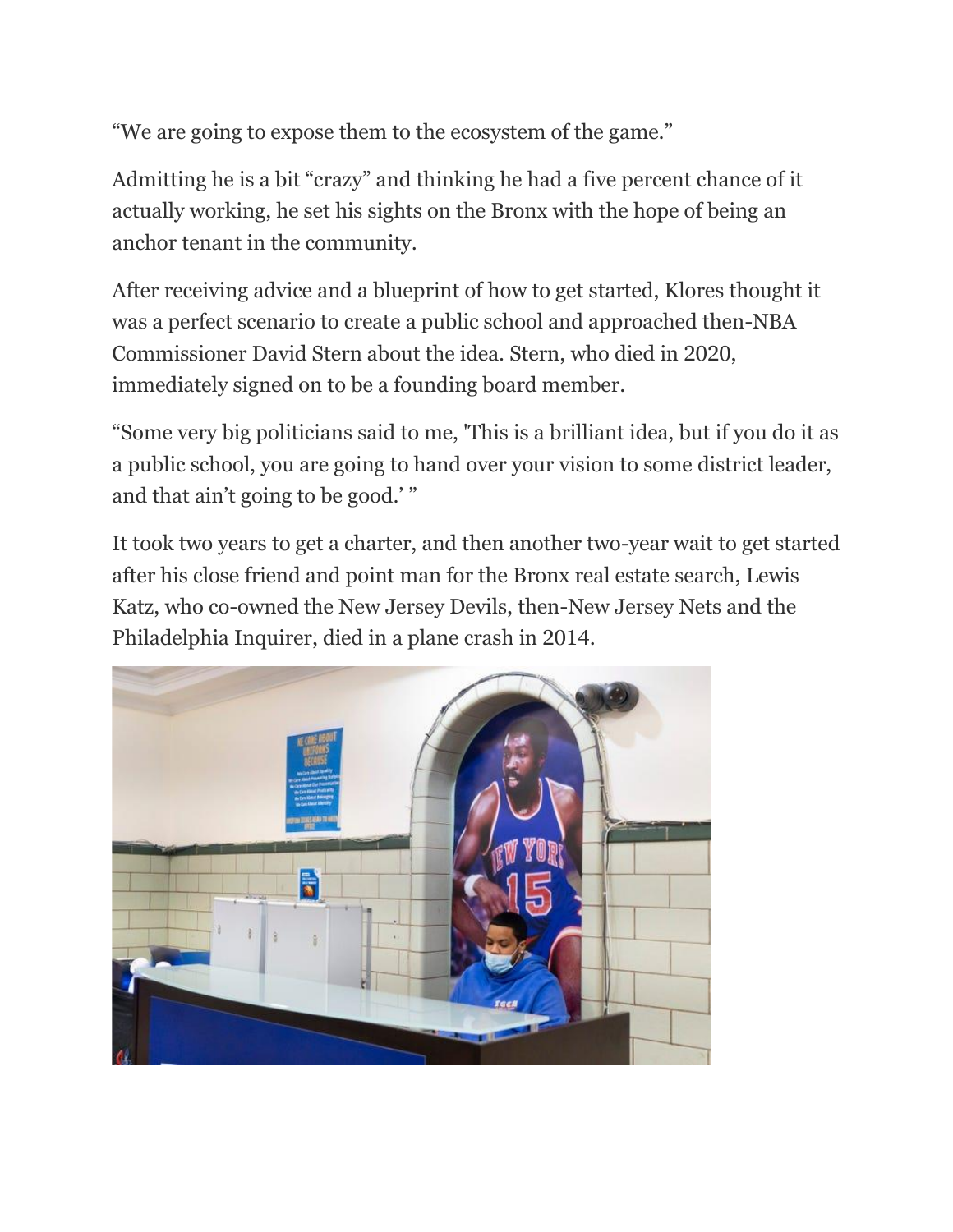“We are going to expose them to the ecosystem of the game.”

Admitting he is a bit “crazy” and thinking he had a five percent chance of it actually working, he set his sights on the Bronx with the hope of being an anchor tenant in the community.

After receiving advice and a blueprint of how to get started, Klores thought it was a perfect scenario to create a public school and approached then-NBA Commissioner David Stern about the idea. Stern, who died in 2020, immediately signed on to be a founding board member.

“Some very big politicians said to me, 'This is a brilliant idea, but if you do it as a public school, you are going to hand over your vision to some district leader, and that ain’t going to be good.’ ”

It took two years to get a charter, and then another two-year wait to get started after his close friend and point man for the Bronx real estate search, Lewis Katz, who co-owned the New Jersey Devils, then-New Jersey Nets and the Philadelphia Inquirer, died in a plane crash in 2014.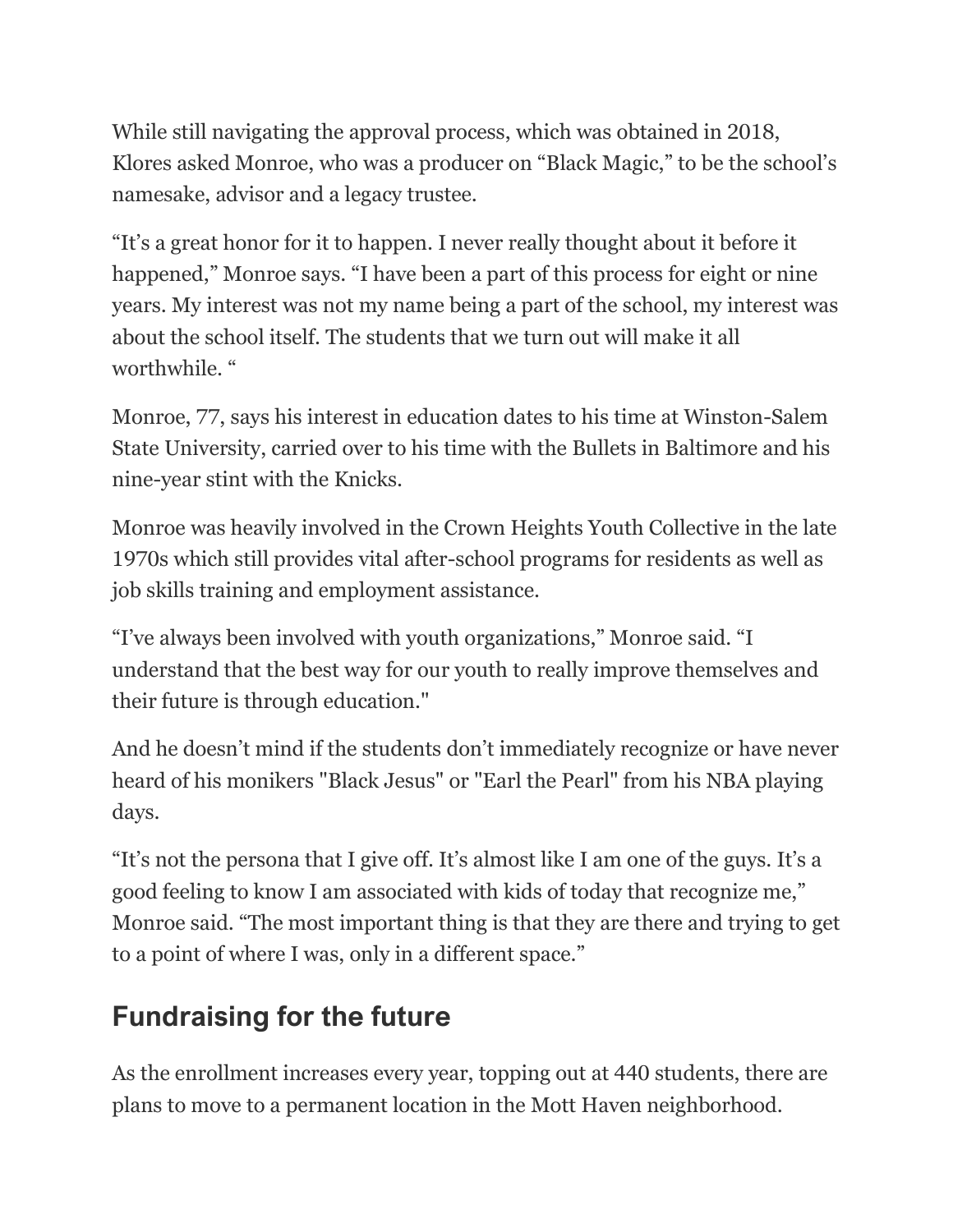While still navigating the approval process, which was obtained in 2018, Klores asked Monroe, who was a producer on "Black Magic," to be the school's namesake, advisor and a legacy trustee.

"It's a great honor for it to happen. I never really thought about it before it happened," Monroe says. "I have been a part of this process for eight or nine years. My interest was not my name being a part of the school, my interest was about the school itself. The students that we turn out will make it all worthwhile. "

Monroe, 77, says his interest in education dates to his time at Winston-Salem State University, carried over to his time with the Bullets in Baltimore and his nine-year stint with the Knicks.

Monroe was heavily involved in the Crown Heights Youth Collective in the late 1970s which still provides vital after-school programs for residents as well as job skills training and employment assistance.

"I've always been involved with youth organizations," Monroe said. "I understand that the best way for our youth to really improve themselves and their future is through education."

And he doesn't mind if the students don't immediately recognize or have never heard of his monikers "Black Jesus" or "Earl the Pearl" from his NBA playing days.

"It's not the persona that I give off. It's almost like I am one of the guys. It's a good feeling to know I am associated with kids of today that recognize me," Monroe said. "The most important thing is that they are there and trying to get to a point of where I was, only in a different space."

## Fundraising for the future

As the enrollment increases every year, topping out at 440 students, there are plans to move to a permanent location in the Mott Haven neighborhood.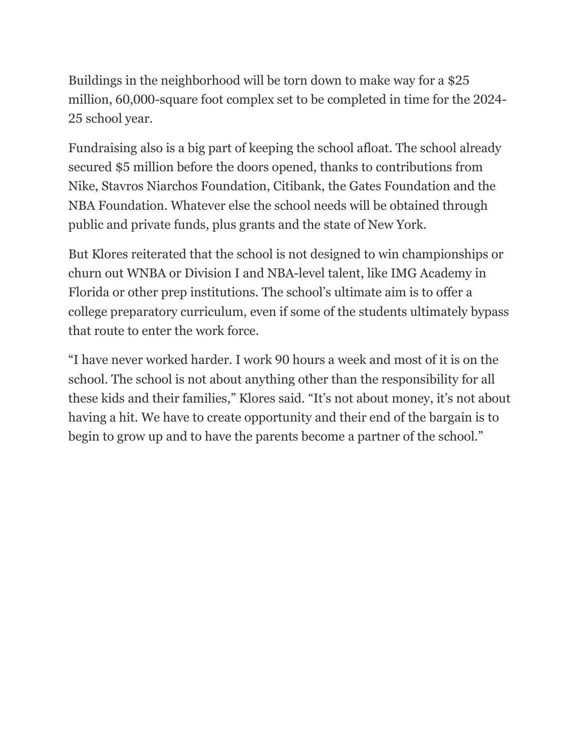Buildings in the neighborhood will be torn down to make way for a $25 million, 60,000-square foot complex set to be completed in time for the 2024-25 school year.

Fundraising also is a big part of keeping the school afloat. The school already secured $5 million before the doors opened, thanks to contributions from Nike, Stavros Niarchos Foundation, Citibank, the Gates Foundation and the NBA Foundation. Whatever else the school needs will be obtained through public and private funds, plus grants and the state of New York.

But Klores reiterated that the school is not designed to win championships or churn out WNBA or Division I and NBA-level talent, like IMG Academy in Florida or other prep institutions. The school's ultimate aim is to offer a college preparatory curriculum, even if some of the students ultimately bypass that route to enter the work force.

"I have never worked harder. I work 90 hours a week and most of it is on the school. The school is not about anything other than the responsibility for all these kids and their families," Klores said. "It's not about money, it's not about having a hit. We have to create opportunity and their end of the bargain is to begin to grow up and to have the parents become a partner of the school."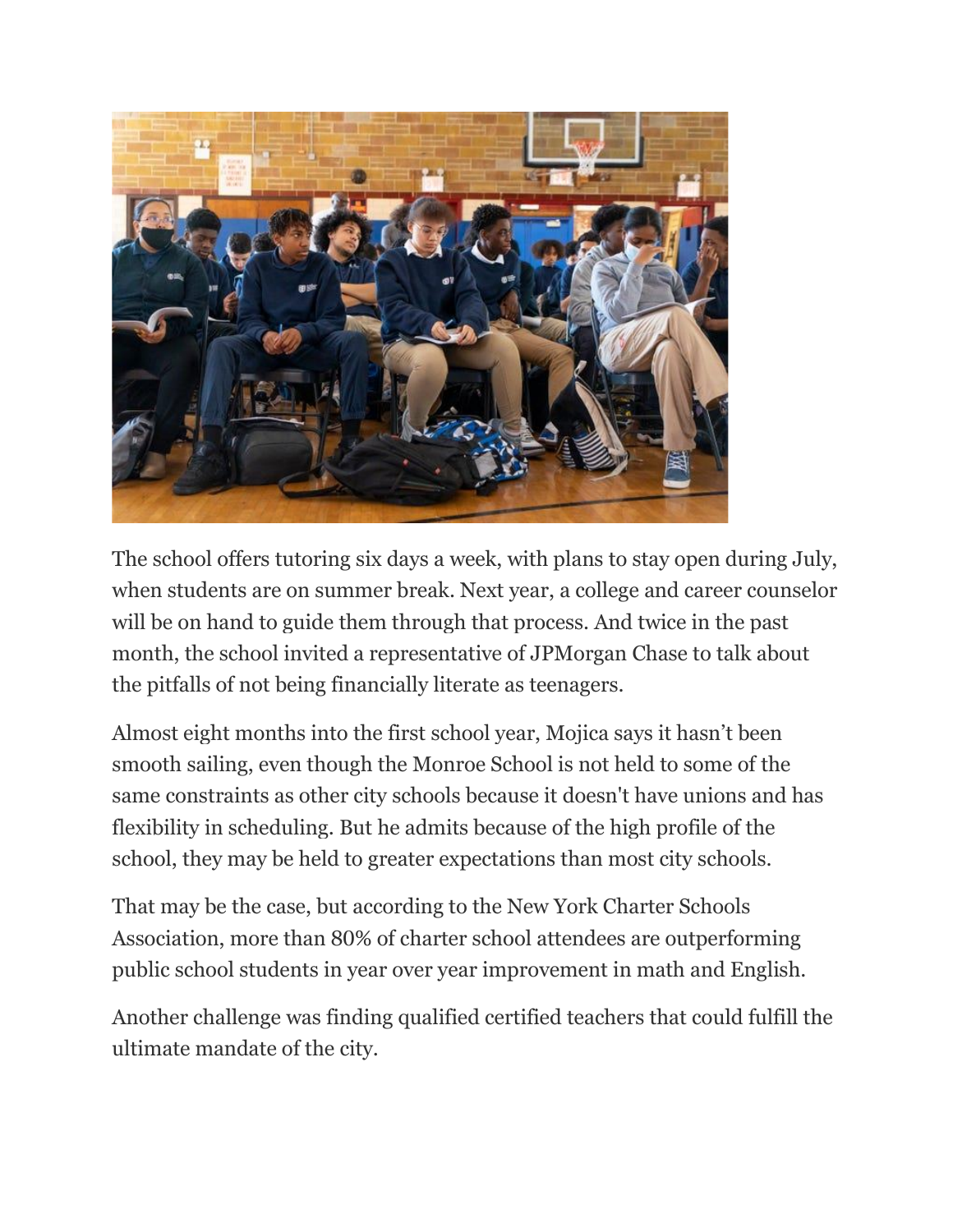The school offers tutoring six days a week, with plans to stay open during July, when students are on summer break. Next year, a college and career counselor will be on hand to guide them through that process. And twice in the past month, the school invited a representative of JPMorgan Chase to talk about the pitfalls of not being financially literate as teenagers.

Almost eight months into the first school year, Mojica says it hasn't been smooth sailing, even though the Monroe School is not held to some of the same constraints as other city schools because it doesn't have unions and has flexibility in scheduling. But he admits because of the high profile of the school, they may be held to greater expectations than most city schools.

That may be the case, but according to the New York Charter Schools Association, more than 80% of charter school attendees are outperforming public school students in year over year improvement in math and English.

Another challenge was finding qualified certified teachers that could fulfill the ultimate mandate of the city.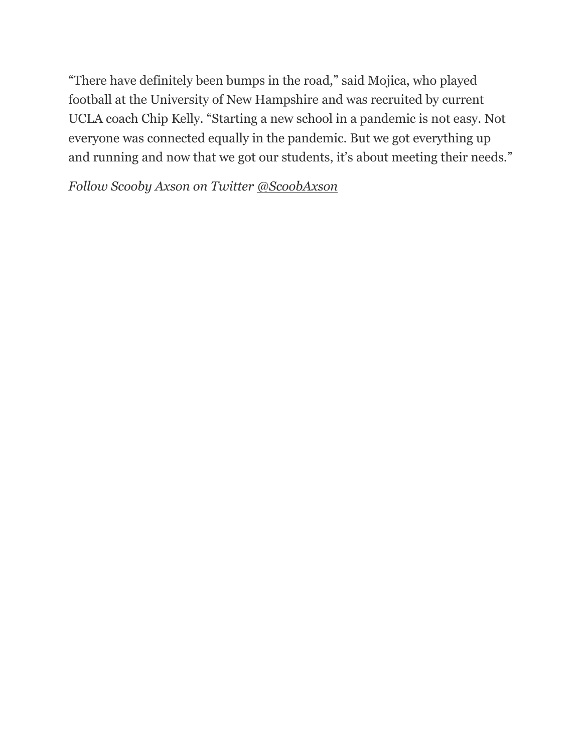"There have definitely been bumps in the road," said Mojica, who played football at the University of New Hampshire and was recruited by current UCLA coach Chip Kelly. "Starting a new school in a pandemic is not easy. Not everyone was connected equally in the pandemic. But we got everything up and running and now that we got our students, it's about meeting their needs."

*Follow Scooby Axson on Twitter @ScoobAxson*